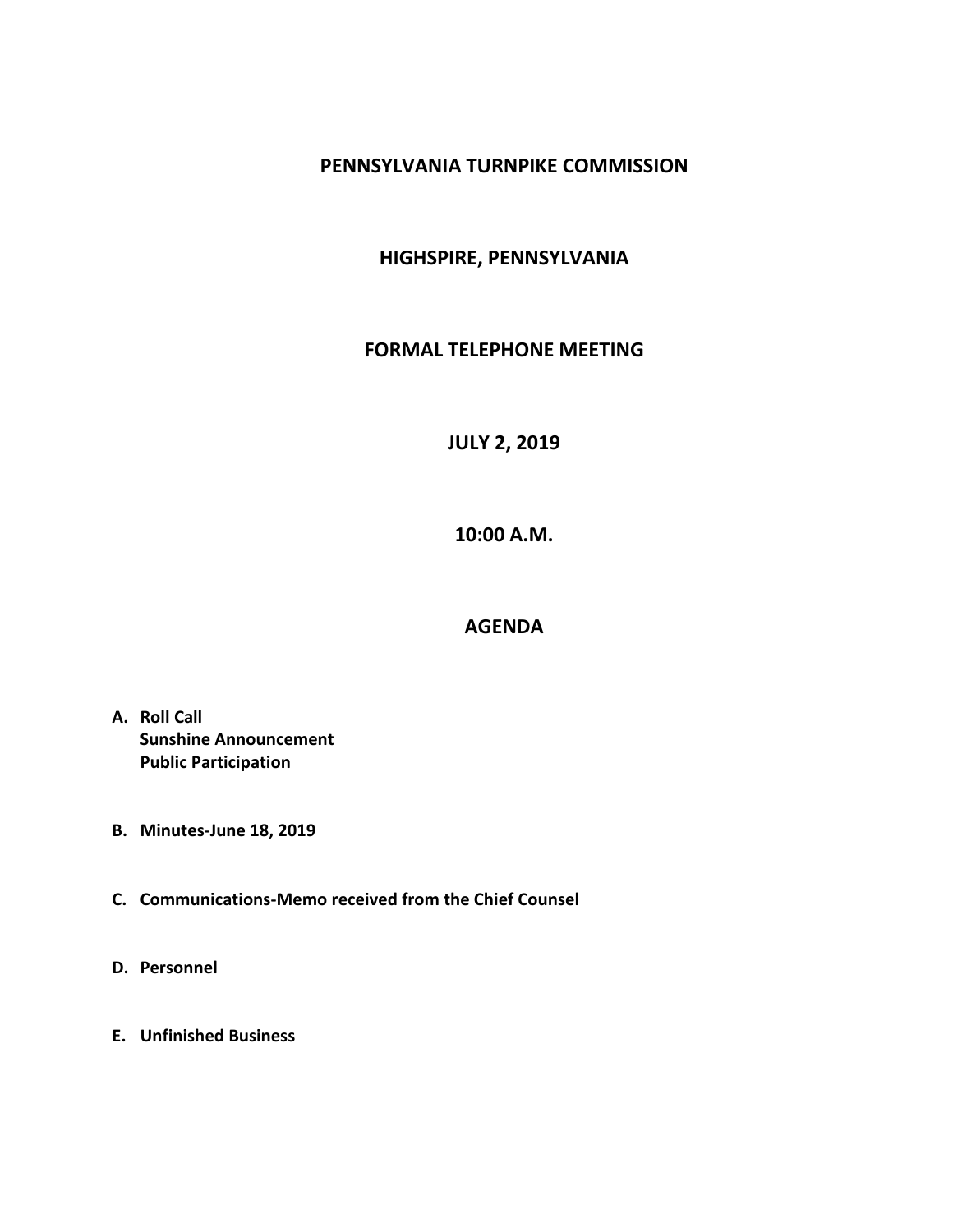# PENNSYLVANIA TURNPIKE COMMISSION

## HIGHSPIRE, PENNSYLVANIA

## FORMAL TELEPHONE MEETING

## JULY 2, 2019

## 10:00 A.M.

## AGENDA

**A. Roll Call**
**Sunshine Announcement**
**Public Participation**

**B. Minutes-June 18, 2019**

**C. Communications-Memo received from the Chief Counsel**

**D. Personnel**

**E. Unfinished Business**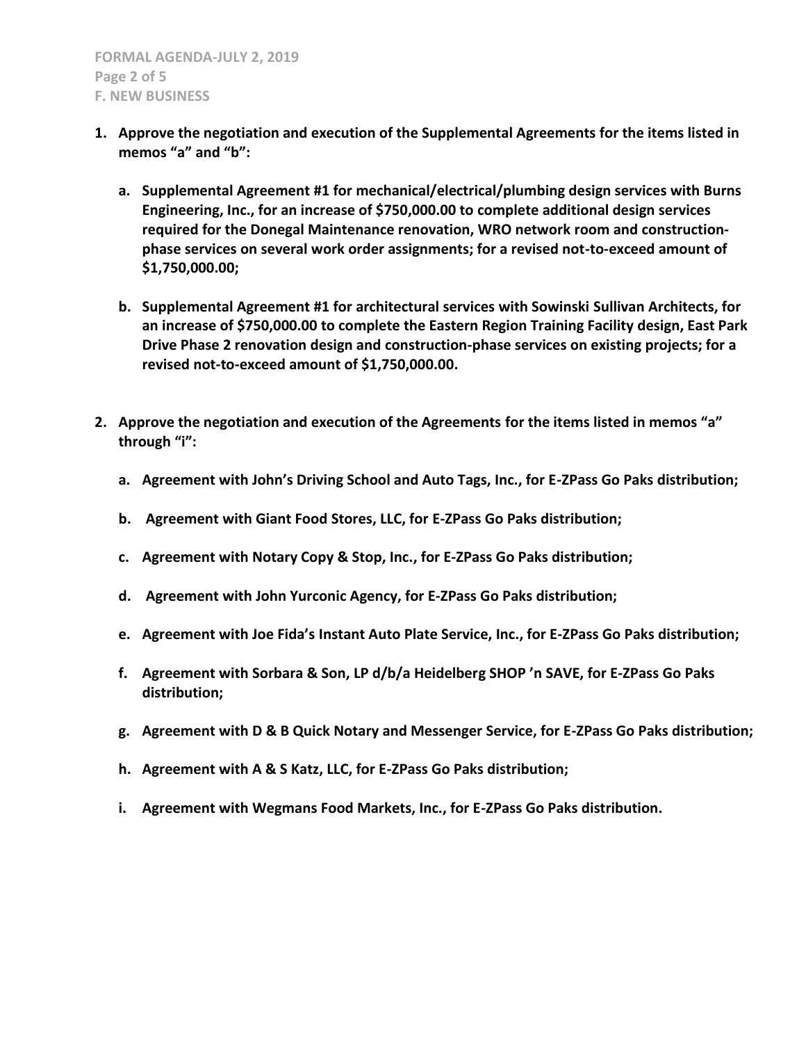1. **Approve the negotiation and execution of the Supplemental Agreements for the items listed in memos "a" and "b":**

    a. **Supplemental Agreement #1 for mechanical/electrical/plumbing design services with Burns Engineering, Inc., for an increase of $750,000.00 to complete additional design services required for the Donegal Maintenance renovation, WRO network room and construction-phase services on several work order assignments; for a revised not-to-exceed amount of $1,750,000.00;**

    b. **Supplemental Agreement #1 for architectural services with Sowinski Sullivan Architects, for an increase of $750,000.00 to complete the Eastern Region Training Facility design, East Park Drive Phase 2 renovation design and construction-phase services on existing projects; for a revised not-to-exceed amount of $1,750,000.00.**

2. **Approve the negotiation and execution of the Agreements for the items listed in memos "a" through "i":**

    a. **Agreement with John's Driving School and Auto Tags, Inc., for E-ZPass Go Paks distribution;**

    b. **Agreement with Giant Food Stores, LLC, for E-ZPass Go Paks distribution;**

    c. **Agreement with Notary Copy & Stop, Inc., for E-ZPass Go Paks distribution;**

    d. **Agreement with John Yurconic Agency, for E-ZPass Go Paks distribution;**

    e. **Agreement with Joe Fida's Instant Auto Plate Service, Inc., for E-ZPass Go Paks distribution;**

    f. **Agreement with Sorbara & Son, LP d/b/a Heidelberg SHOP 'n SAVE, for E-ZPass Go Paks distribution;**

    g. **Agreement with D & B Quick Notary and Messenger Service, for E-ZPass Go Paks distribution;**

    h. **Agreement with A & S Katz, LLC, for E-ZPass Go Paks distribution;**

    i. **Agreement with Wegmans Food Markets, Inc., for E-ZPass Go Paks distribution.**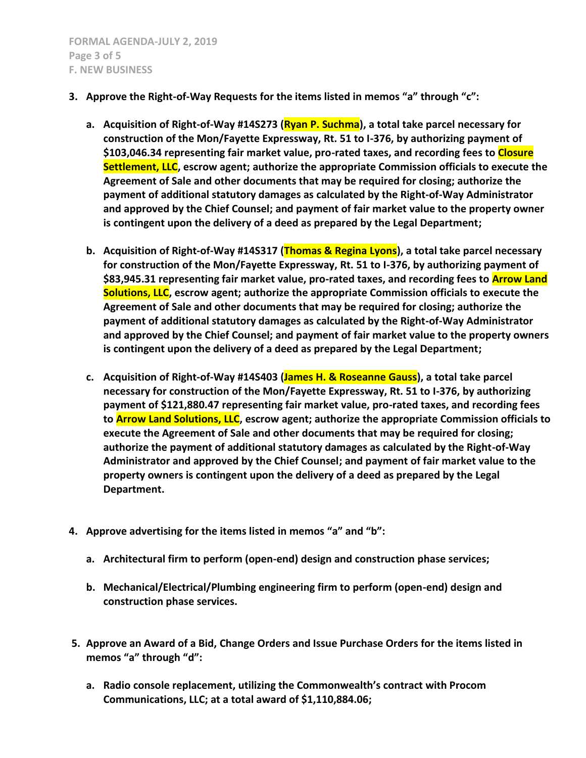3. **Approve the Right-of-Way Requests for the items listed in memos "a" through "c":**

   a. **Acquisition of Right-of-Way #14S273 (Ryan P. Suchma), a total take parcel necessary for construction of the Mon/Fayette Expressway, Rt. 51 to I-376, by authorizing payment of $103,046.34 representing fair market value, pro-rated taxes, and recording fees to Closure Settlement, LLC, escrow agent; authorize the appropriate Commission officials to execute the Agreement of Sale and other documents that may be required for closing; authorize the payment of additional statutory damages as calculated by the Right-of-Way Administrator and approved by the Chief Counsel; and payment of fair market value to the property owner is contingent upon the delivery of a deed as prepared by the Legal Department;**

   b. **Acquisition of Right-of-Way #14S317 (Thomas & Regina Lyons), a total take parcel necessary for construction of the Mon/Fayette Expressway, Rt. 51 to I-376, by authorizing payment of $83,945.31 representing fair market value, pro-rated taxes, and recording fees to Arrow Land Solutions, LLC, escrow agent; authorize the appropriate Commission officials to execute the Agreement of Sale and other documents that may be required for closing; authorize the payment of additional statutory damages as calculated by the Right-of-Way Administrator and approved by the Chief Counsel; and payment of fair market value to the property owners is contingent upon the delivery of a deed as prepared by the Legal Department;**

   c. **Acquisition of Right-of-Way #14S403 (James H. & Roseanne Gauss), a total take parcel necessary for construction of the Mon/Fayette Expressway, Rt. 51 to I-376, by authorizing payment of $121,880.47 representing fair market value, pro-rated taxes, and recording fees to Arrow Land Solutions, LLC, escrow agent; authorize the appropriate Commission officials to execute the Agreement of Sale and other documents that may be required for closing; authorize the payment of additional statutory damages as calculated by the Right-of-Way Administrator and approved by the Chief Counsel; and payment of fair market value to the property owners is contingent upon the delivery of a deed as prepared by the Legal Department.**

4. **Approve advertising for the items listed in memos "a" and "b":**

   a. **Architectural firm to perform (open-end) design and construction phase services;**

   b. **Mechanical/Electrical/Plumbing engineering firm to perform (open-end) design and construction phase services.**

5. **Approve an Award of a Bid, Change Orders and Issue Purchase Orders for the items listed in memos "a" through "d":**

   a. **Radio console replacement, utilizing the Commonwealth's contract with Procom Communications, LLC; at a total award of $1,110,884.06;**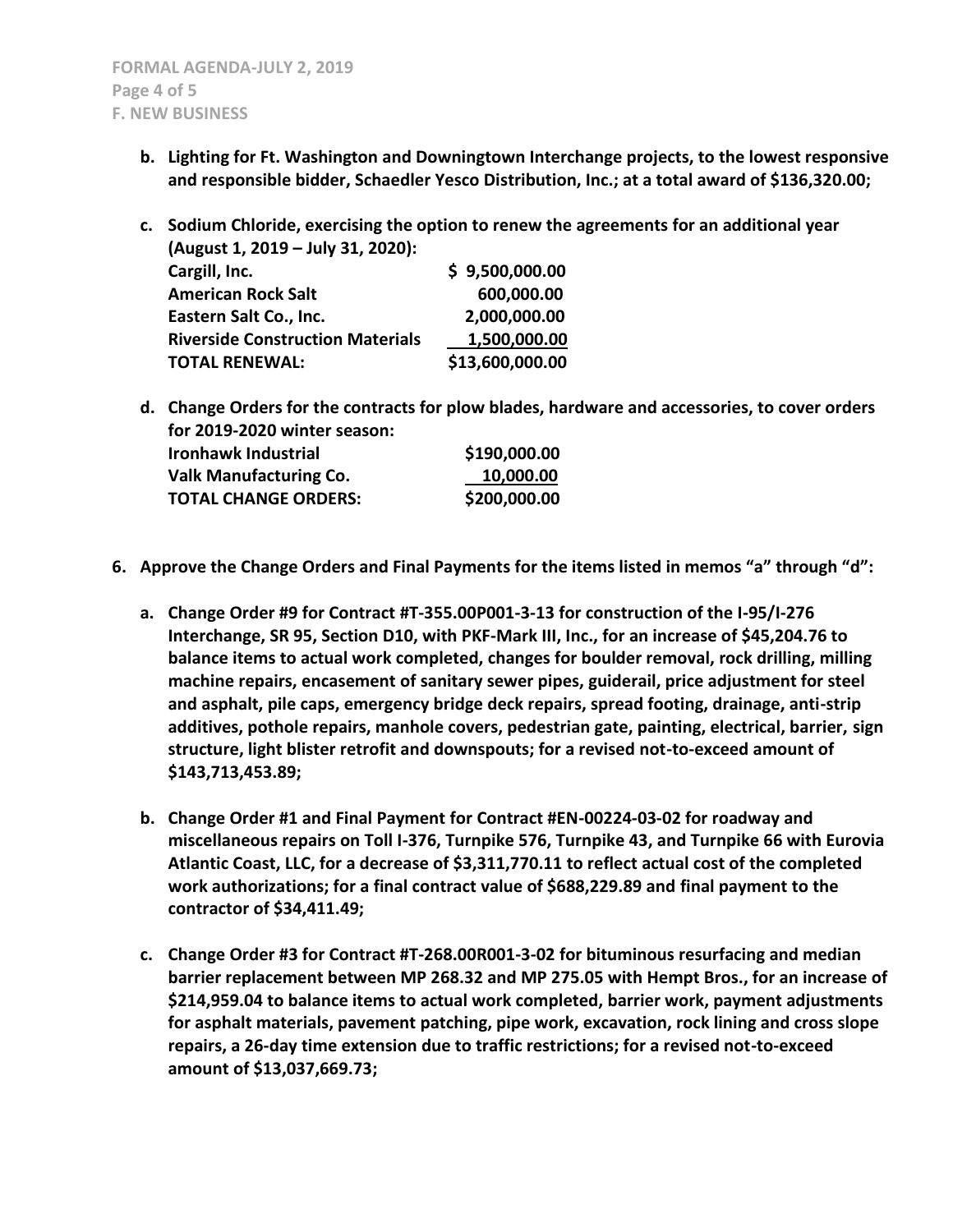**b. Lighting for Ft. Washington and Downingtown Interchange projects, to the lowest responsive and responsible bidder, Schaedler Yesco Distribution, Inc.; at a total award of $136,320.00;**

**c. Sodium Chloride, exercising the option to renew the agreements for an additional year (August 1, 2019 – July 31, 2020):**

| | |
|---|---|
| **Cargill, Inc.** | **$ 9,500,000.00** |
| **American Rock Salt** | **600,000.00** |
| **Eastern Salt Co., Inc.** | **2,000,000.00** |
| **Riverside Construction Materials** | **1,500,000.00** |
| **TOTAL RENEWAL:** | **$13,600,000.00** |

**d. Change Orders for the contracts for plow blades, hardware and accessories, to cover orders for 2019-2020 winter season:**

| | |
|---|---|
| **Ironhawk Industrial** | **$190,000.00** |
| **Valk Manufacturing Co.** | **10,000.00** |
| **TOTAL CHANGE ORDERS:** | **$200,000.00** |

**6. Approve the Change Orders and Final Payments for the items listed in memos "a" through "d":**

**a. Change Order #9 for Contract #T-355.00P001-3-13 for construction of the I-95/I-276 Interchange, SR 95, Section D10, with PKF-Mark III, Inc., for an increase of $45,204.76 to balance items to actual work completed, changes for boulder removal, rock drilling, milling machine repairs, encasement of sanitary sewer pipes, guiderail, price adjustment for steel and asphalt, pile caps, emergency bridge deck repairs, spread footing, drainage, anti-strip additives, pothole repairs, manhole covers, pedestrian gate, painting, electrical, barrier, sign structure, light blister retrofit and downspouts; for a revised not-to-exceed amount of $143,713,453.89;**

**b. Change Order #1 and Final Payment for Contract #EN-00224-03-02 for roadway and miscellaneous repairs on Toll I-376, Turnpike 576, Turnpike 43, and Turnpike 66 with Eurovia Atlantic Coast, LLC, for a decrease of $3,311,770.11 to reflect actual cost of the completed work authorizations; for a final contract value of $688,229.89 and final payment to the contractor of $34,411.49;**

**c. Change Order #3 for Contract #T-268.00R001-3-02 for bituminous resurfacing and median barrier replacement between MP 268.32 and MP 275.05 with Hempt Bros., for an increase of $214,959.04 to balance items to actual work completed, barrier work, payment adjustments for asphalt materials, pavement patching, pipe work, excavation, rock lining and cross slope repairs, a 26-day time extension due to traffic restrictions; for a revised not-to-exceed amount of $13,037,669.73;**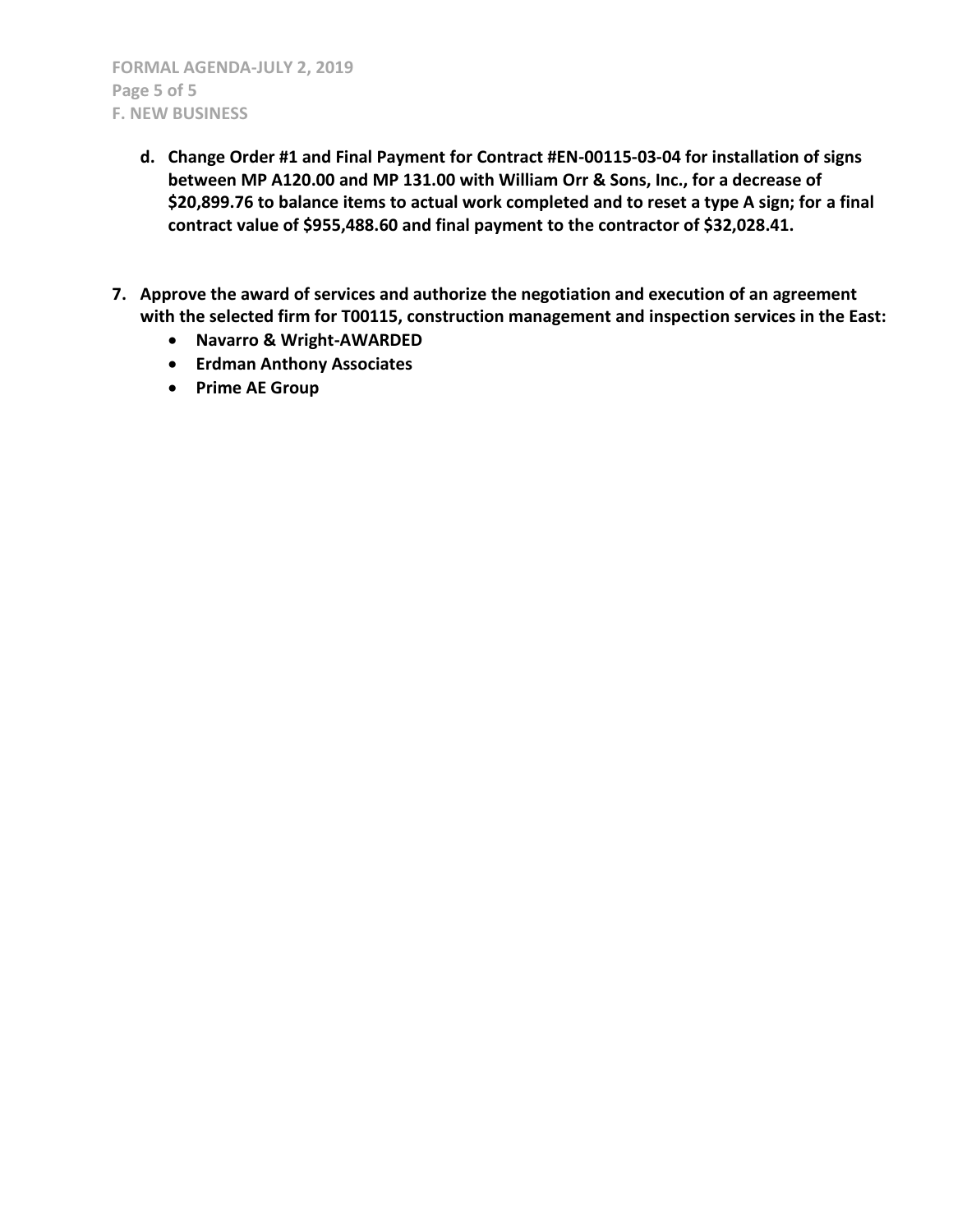**d. Change Order #1 and Final Payment for Contract #EN-00115-03-04 for installation of signs between MP A120.00 and MP 131.00 with William Orr & Sons, Inc., for a decrease of $20,899.76 to balance items to actual work completed and to reset a type A sign; for a final contract value of $955,488.60 and final payment to the contractor of $32,028.41.**

**7. Approve the award of services and authorize the negotiation and execution of an agreement with the selected firm for T00115, construction management and inspection services in the East:**

- **Navarro & Wright-AWARDED**
- **Erdman Anthony Associates**
- **Prime AE Group**